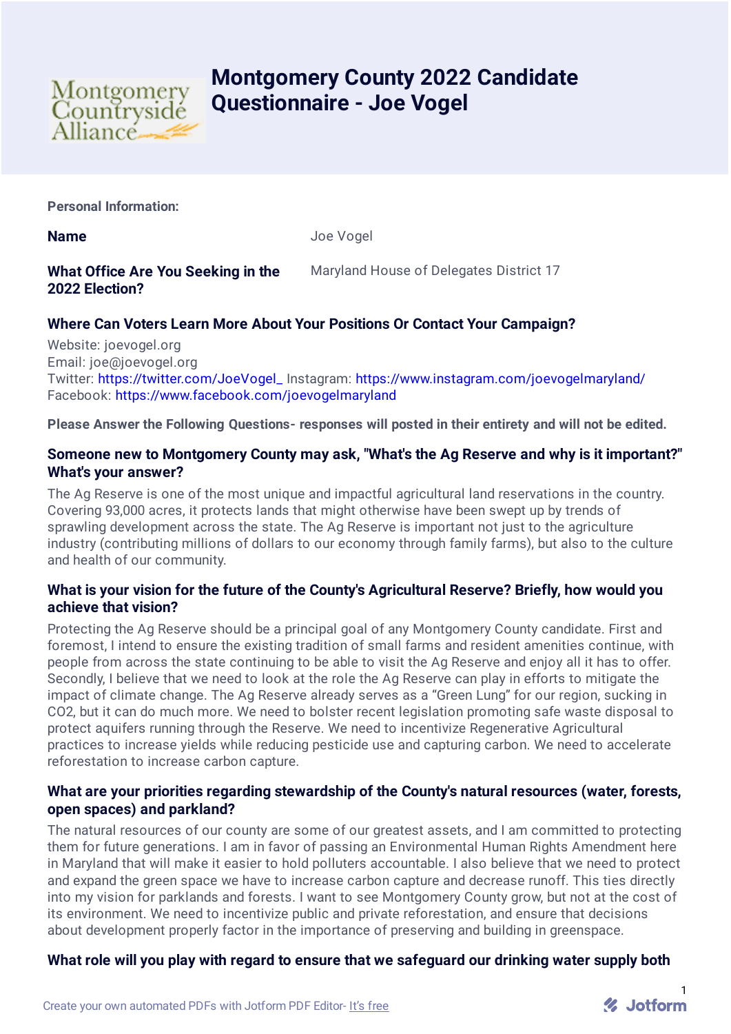# Montgomery County 2022 Candidate Questionnaire - Joe Vogel

**Personal Information:**

**Name** Joe Vogel

**What Office Are You Seeking in the 2022 Election?** Maryland House of Delegates District 17

### Where Can Voters Learn More About Your Positions Or Contact Your Campaign?

Website: joevogel.org
Email: joe@joevogel.org
Twitter: https://twitter.com/JoeVogel_ Instagram: https://www.instagram.com/joevogelmaryland/
Facebook: https://www.facebook.com/joevogelmaryland

**Please Answer the Following Questions- responses will posted in their entirety and will not be edited.**

### Someone new to Montgomery County may ask, "What's the Ag Reserve and why is it important?" What's your answer?

The Ag Reserve is one of the most unique and impactful agricultural land reservations in the country. Covering 93,000 acres, it protects lands that might otherwise have been swept up by trends of sprawling development across the state. The Ag Reserve is important not just to the agriculture industry (contributing millions of dollars to our economy through family farms), but also to the culture and health of our community.

### What is your vision for the future of the County's Agricultural Reserve? Briefly, how would you achieve that vision?

Protecting the Ag Reserve should be a principal goal of any Montgomery County candidate. First and foremost, I intend to ensure the existing tradition of small farms and resident amenities continue, with people from across the state continuing to be able to visit the Ag Reserve and enjoy all it has to offer. Secondly, I believe that we need to look at the role the Ag Reserve can play in efforts to mitigate the impact of climate change. The Ag Reserve already serves as a "Green Lung" for our region, sucking in $CO_2$, but it can do much more. We need to bolster recent legislation promoting safe waste disposal to protect aquifers running through the Reserve. We need to incentivize Regenerative Agricultural practices to increase yields while reducing pesticide use and capturing carbon. We need to accelerate reforestation to increase carbon capture.

### What are your priorities regarding stewardship of the County's natural resources (water, forests, open spaces) and parkland?

The natural resources of our county are some of our greatest assets, and I am committed to protecting them for future generations. I am in favor of passing an Environmental Human Rights Amendment here in Maryland that will make it easier to hold polluters accountable. I also believe that we need to protect and expand the green space we have to increase carbon capture and decrease runoff. This ties directly into my vision for parklands and forests. I want to see Montgomery County grow, but not at the cost of its environment. We need to incentivize public and private reforestation, and ensure that decisions about development properly factor in the importance of preserving and building in greenspace.

### What role will you play with regard to ensure that we safeguard our drinking water supply both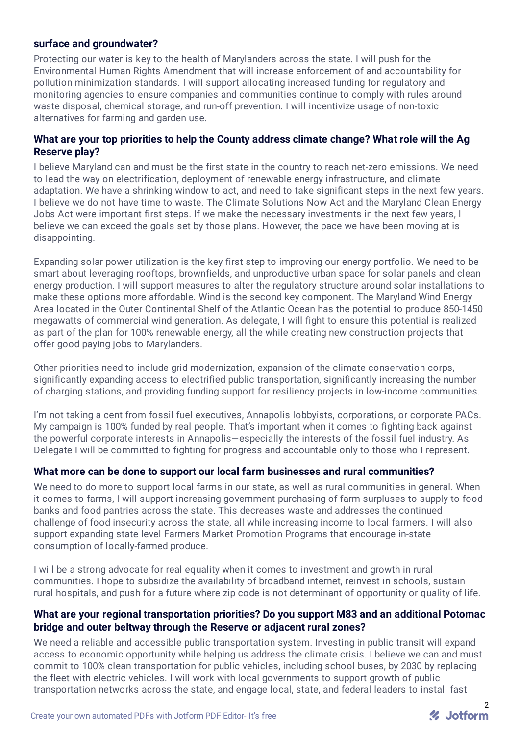**surface and groundwater?**

Protecting our water is key to the health of Marylanders across the state. I will push for the Environmental Human Rights Amendment that will increase enforcement of and accountability for pollution minimization standards. I will support allocating increased funding for regulatory and monitoring agencies to ensure companies and communities continue to comply with rules around waste disposal, chemical storage, and run-off prevention. I will incentivize usage of non-toxic alternatives for farming and garden use.

**What are your top priorities to help the County address climate change? What role will the Ag Reserve play?**

I believe Maryland can and must be the first state in the country to reach net-zero emissions. We need to lead the way on electrification, deployment of renewable energy infrastructure, and climate adaptation. We have a shrinking window to act, and need to take significant steps in the next few years. I believe we do not have time to waste. The Climate Solutions Now Act and the Maryland Clean Energy Jobs Act were important first steps. If we make the necessary investments in the next few years, I believe we can exceed the goals set by those plans. However, the pace we have been moving at is disappointing.

Expanding solar power utilization is the key first step to improving our energy portfolio. We need to be smart about leveraging rooftops, brownfields, and unproductive urban space for solar panels and clean energy production. I will support measures to alter the regulatory structure around solar installations to make these options more affordable. Wind is the second key component. The Maryland Wind Energy Area located in the Outer Continental Shelf of the Atlantic Ocean has the potential to produce 850-1450 megawatts of commercial wind generation. As delegate, I will fight to ensure this potential is realized as part of the plan for 100% renewable energy, all the while creating new construction projects that offer good paying jobs to Marylanders.

Other priorities need to include grid modernization, expansion of the climate conservation corps, significantly expanding access to electrified public transportation, significantly increasing the number of charging stations, and providing funding support for resiliency projects in low-income communities.

I'm not taking a cent from fossil fuel executives, Annapolis lobbyists, corporations, or corporate PACs. My campaign is 100% funded by real people. That's important when it comes to fighting back against the powerful corporate interests in Annapolis—especially the interests of the fossil fuel industry. As Delegate I will be committed to fighting for progress and accountable only to those who I represent.

**What more can be done to support our local farm businesses and rural communities?**

We need to do more to support local farms in our state, as well as rural communities in general. When it comes to farms, I will support increasing government purchasing of farm surpluses to supply to food banks and food pantries across the state. This decreases waste and addresses the continued challenge of food insecurity across the state, all while increasing income to local farmers. I will also support expanding state level Farmers Market Promotion Programs that encourage in-state consumption of locally-farmed produce.

I will be a strong advocate for real equality when it comes to investment and growth in rural communities. I hope to subsidize the availability of broadband internet, reinvest in schools, sustain rural hospitals, and push for a future where zip code is not determinant of opportunity or quality of life.

**What are your regional transportation priorities? Do you support M83 and an additional Potomac bridge and outer beltway through the Reserve or adjacent rural zones?**

We need a reliable and accessible public transportation system. Investing in public transit will expand access to economic opportunity while helping us address the climate crisis. I believe we can and must commit to 100% clean transportation for public vehicles, including school buses, by 2030 by replacing the fleet with electric vehicles. I will work with local governments to support growth of public transportation networks across the state, and engage local, state, and federal leaders to install fast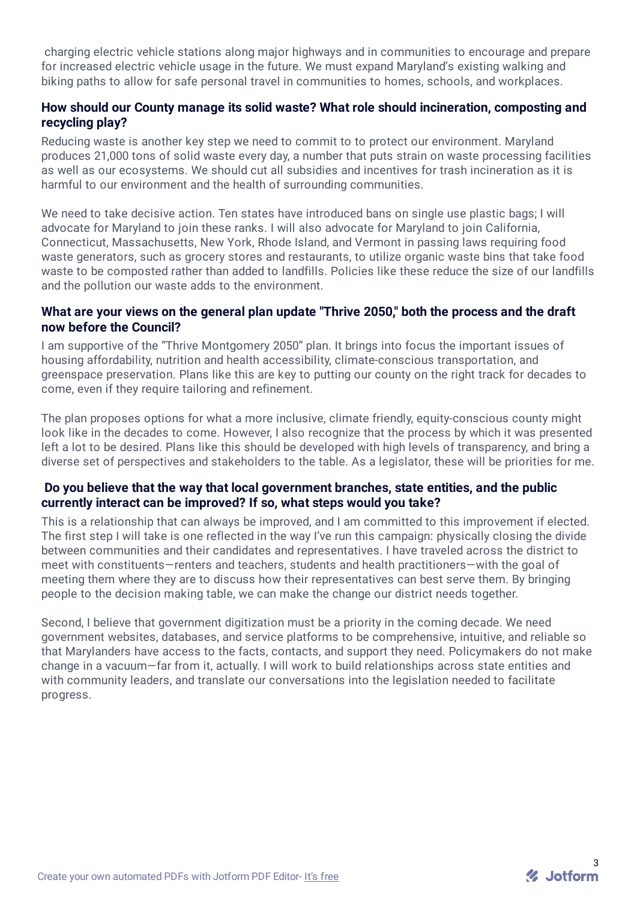charging electric vehicle stations along major highways and in communities to encourage and prepare for increased electric vehicle usage in the future. We must expand Maryland's existing walking and biking paths to allow for safe personal travel in communities to homes, schools, and workplaces.

### How should our County manage its solid waste? What role should incineration, composting and recycling play?

Reducing waste is another key step we need to commit to to protect our environment. Maryland produces 21,000 tons of solid waste every day, a number that puts strain on waste processing facilities as well as our ecosystems. We should cut all subsidies and incentives for trash incineration as it is harmful to our environment and the health of surrounding communities.

We need to take decisive action. Ten states have introduced bans on single use plastic bags; I will advocate for Maryland to join these ranks. I will also advocate for Maryland to join California, Connecticut, Massachusetts, New York, Rhode Island, and Vermont in passing laws requiring food waste generators, such as grocery stores and restaurants, to utilize organic waste bins that take food waste to be composted rather than added to landfills. Policies like these reduce the size of our landfills and the pollution our waste adds to the environment.

### What are your views on the general plan update "Thrive 2050," both the process and the draft now before the Council?

I am supportive of the "Thrive Montgomery 2050" plan. It brings into focus the important issues of housing affordability, nutrition and health accessibility, climate-conscious transportation, and greenspace preservation. Plans like this are key to putting our county on the right track for decades to come, even if they require tailoring and refinement.

The plan proposes options for what a more inclusive, climate friendly, equity-conscious county might look like in the decades to come. However, I also recognize that the process by which it was presented left a lot to be desired. Plans like this should be developed with high levels of transparency, and bring a diverse set of perspectives and stakeholders to the table. As a legislator, these will be priorities for me.

### Do you believe that the way that local government branches, state entities, and the public currently interact can be improved? If so, what steps would you take?

This is a relationship that can always be improved, and I am committed to this improvement if elected. The first step I will take is one reflected in the way I've run this campaign: physically closing the divide between communities and their candidates and representatives. I have traveled across the district to meet with constituents—renters and teachers, students and health practitioners—with the goal of meeting them where they are to discuss how their representatives can best serve them. By bringing people to the decision making table, we can make the change our district needs together.

Second, I believe that government digitization must be a priority in the coming decade. We need government websites, databases, and service platforms to be comprehensive, intuitive, and reliable so that Marylanders have access to the facts, contacts, and support they need. Policymakers do not make change in a vacuum—far from it, actually. I will work to build relationships across state entities and with community leaders, and translate our conversations into the legislation needed to facilitate progress.